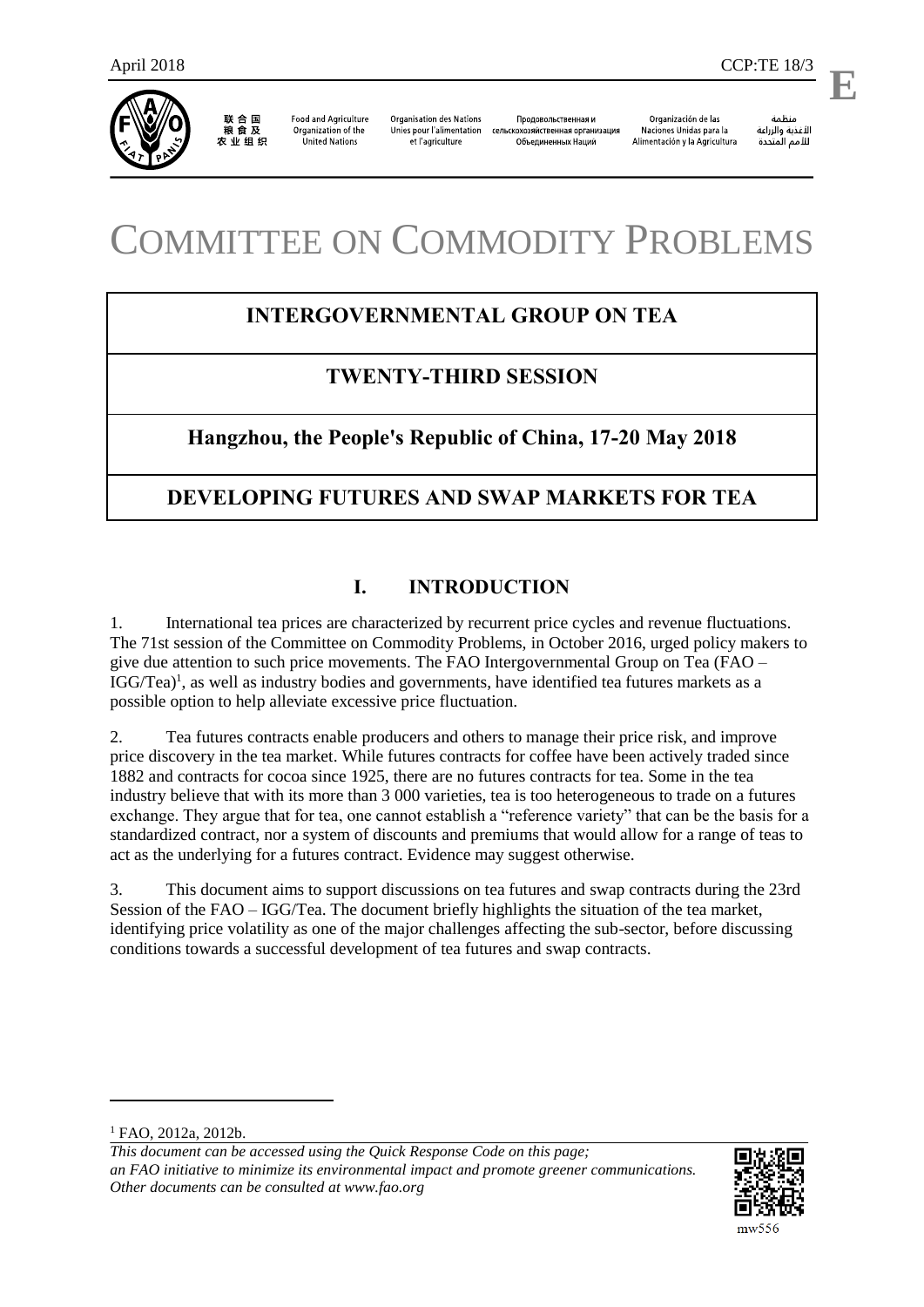April 2018 CCP:TE 18/3

E

联合国粮食及农业组织 Food and Agriculture Organization of the United Nations Organisation des Nations Unies pour l'alimentation et l'agriculture Продовольственная и сельскохозяйственная организация Объединенных Наций Organización de las Naciones Unidas para la Alimentación y la Agricultura منظمة الأغذية والزراعة للأمم المتحدة

# COMMITTEE ON COMMODITY PROBLEMS

## INTERGOVERNMENTAL GROUP ON TEA

## TWENTY-THIRD SESSION

## Hangzhou, the People's Republic of China, 17-20 May 2018

## DEVELOPING FUTURES AND SWAP MARKETS FOR TEA

## I. INTRODUCTION

1. International tea prices are characterized by recurrent price cycles and revenue fluctuations. The 71st session of the Committee on Commodity Problems, in October 2016, urged policy makers to give due attention to such price movements. The FAO Intergovernmental Group on Tea (FAO – IGG/Tea)[1], as well as industry bodies and governments, have identified tea futures markets as a possible option to help alleviate excessive price fluctuation.

2. Tea futures contracts enable producers and others to manage their price risk, and improve price discovery in the tea market. While futures contracts for coffee have been actively traded since 1882 and contracts for cocoa since 1925, there are no futures contracts for tea. Some in the tea industry believe that with its more than 3 000 varieties, tea is too heterogeneous to trade on a futures exchange. They argue that for tea, one cannot establish a "reference variety" that can be the basis for a standardized contract, nor a system of discounts and premiums that would allow for a range of teas to act as the underlying for a futures contract. Evidence may suggest otherwise.

3. This document aims to support discussions on tea futures and swap contracts during the 23rd Session of the FAO – IGG/Tea. The document briefly highlights the situation of the tea market, identifying price volatility as one of the major challenges affecting the sub-sector, before discussing conditions towards a successful development of tea futures and swap contracts.

[1] FAO, 2012a, 2012b.

*This document can be accessed using the Quick Response Code on this page; an FAO initiative to minimize its environmental impact and promote greener communications. Other documents can be consulted at www.fao.org*

mw556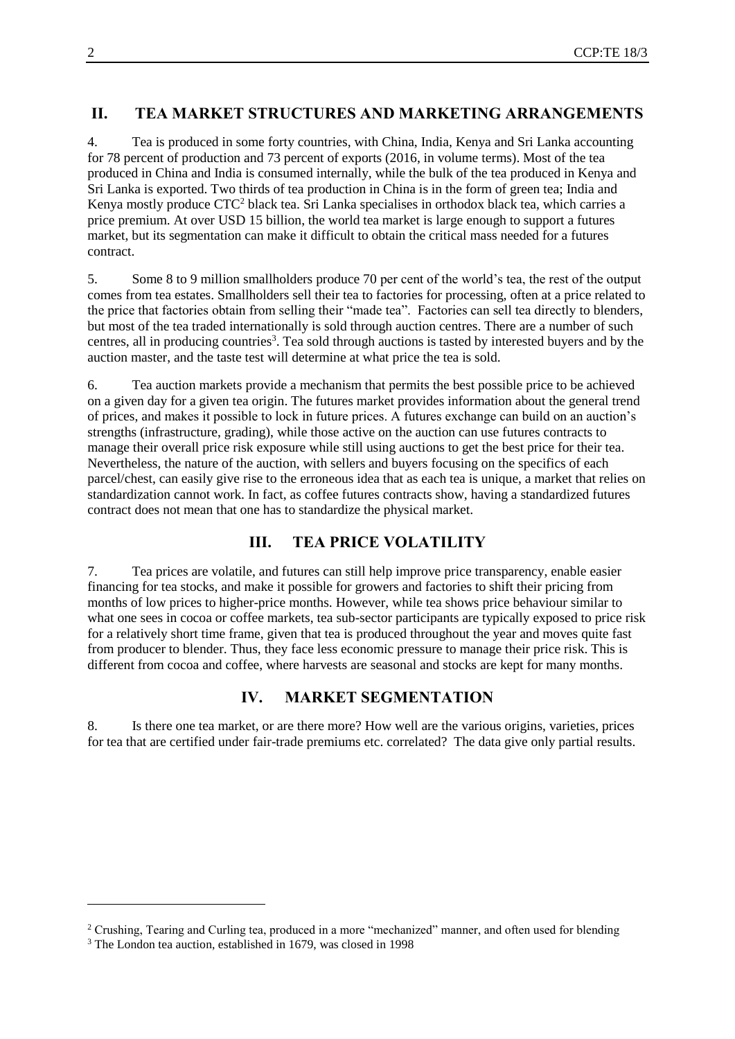## II. TEA MARKET STRUCTURES AND MARKETING ARRANGEMENTS

4. Tea is produced in some forty countries, with China, India, Kenya and Sri Lanka accounting for 78 percent of production and 73 percent of exports (2016, in volume terms). Most of the tea produced in China and India is consumed internally, while the bulk of the tea produced in Kenya and Sri Lanka is exported. Two thirds of tea production in China is in the form of green tea; India and Kenya mostly produce CTC[2] black tea. Sri Lanka specialises in orthodox black tea, which carries a price premium. At over USD 15 billion, the world tea market is large enough to support a futures market, but its segmentation can make it difficult to obtain the critical mass needed for a futures contract.

5. Some 8 to 9 million smallholders produce 70 per cent of the world's tea, the rest of the output comes from tea estates. Smallholders sell their tea to factories for processing, often at a price related to the price that factories obtain from selling their "made tea". Factories can sell tea directly to blenders, but most of the tea traded internationally is sold through auction centres. There are a number of such centres, all in producing countries[3]. Tea sold through auctions is tasted by interested buyers and by the auction master, and the taste test will determine at what price the tea is sold.

6. Tea auction markets provide a mechanism that permits the best possible price to be achieved on a given day for a given tea origin. The futures market provides information about the general trend of prices, and makes it possible to lock in future prices. A futures exchange can build on an auction's strengths (infrastructure, grading), while those active on the auction can use futures contracts to manage their overall price risk exposure while still using auctions to get the best price for their tea. Nevertheless, the nature of the auction, with sellers and buyers focusing on the specifics of each parcel/chest, can easily give rise to the erroneous idea that as each tea is unique, a market that relies on standardization cannot work. In fact, as coffee futures contracts show, having a standardized futures contract does not mean that one has to standardize the physical market.

## III. TEA PRICE VOLATILITY

7. Tea prices are volatile, and futures can still help improve price transparency, enable easier financing for tea stocks, and make it possible for growers and factories to shift their pricing from months of low prices to higher-price months. However, while tea shows price behaviour similar to what one sees in cocoa or coffee markets, tea sub-sector participants are typically exposed to price risk for a relatively short time frame, given that tea is produced throughout the year and moves quite fast from producer to blender. Thus, they face less economic pressure to manage their price risk. This is different from cocoa and coffee, where harvests are seasonal and stocks are kept for many months.

## IV. MARKET SEGMENTATION

8. Is there one tea market, or are there more? How well are the various origins, varieties, prices for tea that are certified under fair-trade premiums etc. correlated? The data give only partial results.

---

[2] Crushing, Tearing and Curling tea, produced in a more "mechanized" manner, and often used for blending

[3] The London tea auction, established in 1679, was closed in 1998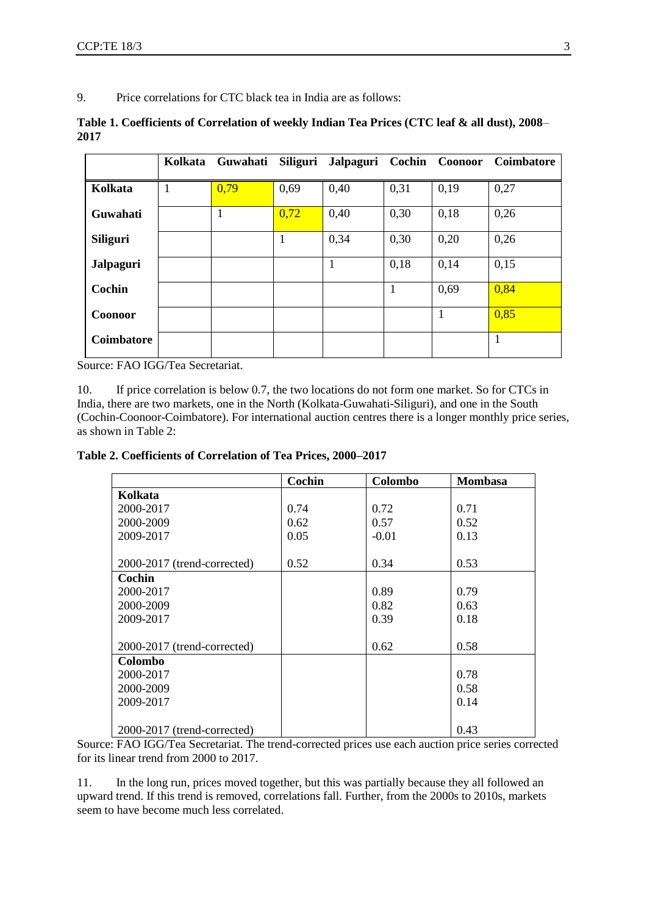9. Price correlations for CTC black tea in India are as follows:

**Table 1. Coefficients of Correlation of weekly Indian Tea Prices (CTC leaf & all dust), 2008–2017**

| | Kolkata | Guwahati | Siliguri | Jalpaguri | Cochin | Coonoor | Coimbatore |
|---|---|---|---|---|---|---|---|
| **Kolkata** | 1 | 0,79 | 0,69 | 0,40 | 0,31 | 0,19 | 0,27 |
| **Guwahati** | | 1 | 0,72 | 0,40 | 0,30 | 0,18 | 0,26 |
| **Siliguri** | | | 1 | 0,34 | 0,30 | 0,20 | 0,26 |
| **Jalpaguri** | | | | 1 | 0,18 | 0,14 | 0,15 |
| **Cochin** | | | | | 1 | 0,69 | 0,84 |
| **Coonoor** | | | | | | 1 | 0,85 |
| **Coimbatore** | | | | | | | 1 |

Source: FAO IGG/Tea Secretariat.

10. If price correlation is below 0.7, the two locations do not form one market. So for CTCs in India, there are two markets, one in the North (Kolkata-Guwahati-Siliguri), and one in the South (Cochin-Coonoor-Coimbatore). For international auction centres there is a longer monthly price series, as shown in Table 2:

**Table 2. Coefficients of Correlation of Tea Prices, 2000–2017**

| | Cochin | Colombo | Mombasa |
|---|---|---|---|
| **Kolkata** | | | |
| 2000-2017 | 0.74 | 0.72 | 0.71 |
| 2000-2009 | 0.62 | 0.57 | 0.52 |
| 2009-2017 | 0.05 | -0.01 | 0.13 |
| 2000-2017 (trend-corrected) | 0.52 | 0.34 | 0.53 |
| **Cochin** | | | |
| 2000-2017 | | 0.89 | 0.79 |
| 2000-2009 | | 0.82 | 0.63 |
| 2009-2017 | | 0.39 | 0.18 |
| 2000-2017 (trend-corrected) | | 0.62 | 0.58 |
| **Colombo** | | | |
| 2000-2017 | | | 0.78 |
| 2000-2009 | | | 0.58 |
| 2009-2017 | | | 0.14 |
| 2000-2017 (trend-corrected) | | | 0.43 |

Source: FAO IGG/Tea Secretariat. The trend-corrected prices use each auction price series corrected for its linear trend from 2000 to 2017.

11. In the long run, prices moved together, but this was partially because they all followed an upward trend. If this trend is removed, correlations fall. Further, from the 2000s to 2010s, markets seem to have become much less correlated.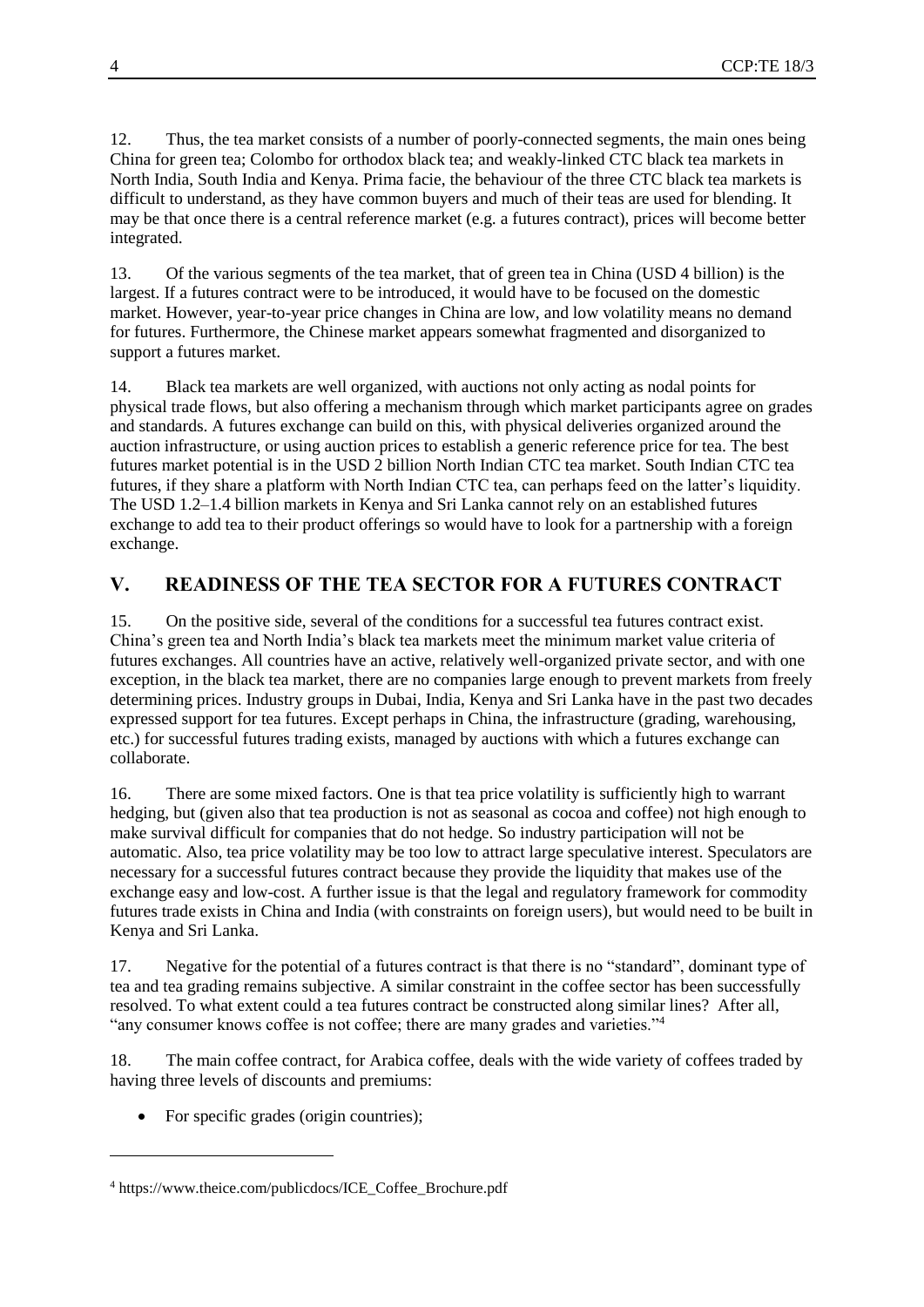12. Thus, the tea market consists of a number of poorly-connected segments, the main ones being China for green tea; Colombo for orthodox black tea; and weakly-linked CTC black tea markets in North India, South India and Kenya. Prima facie, the behaviour of the three CTC black tea markets is difficult to understand, as they have common buyers and much of their teas are used for blending. It may be that once there is a central reference market (e.g. a futures contract), prices will become better integrated.

13. Of the various segments of the tea market, that of green tea in China (USD 4 billion) is the largest. If a futures contract were to be introduced, it would have to be focused on the domestic market. However, year-to-year price changes in China are low, and low volatility means no demand for futures. Furthermore, the Chinese market appears somewhat fragmented and disorganized to support a futures market.

14. Black tea markets are well organized, with auctions not only acting as nodal points for physical trade flows, but also offering a mechanism through which market participants agree on grades and standards. A futures exchange can build on this, with physical deliveries organized around the auction infrastructure, or using auction prices to establish a generic reference price for tea. The best futures market potential is in the USD 2 billion North Indian CTC tea market. South Indian CTC tea futures, if they share a platform with North Indian CTC tea, can perhaps feed on the latter's liquidity. The USD 1.2–1.4 billion markets in Kenya and Sri Lanka cannot rely on an established futures exchange to add tea to their product offerings so would have to look for a partnership with a foreign exchange.

## V. READINESS OF THE TEA SECTOR FOR A FUTURES CONTRACT

15. On the positive side, several of the conditions for a successful tea futures contract exist. China's green tea and North India's black tea markets meet the minimum market value criteria of futures exchanges. All countries have an active, relatively well-organized private sector, and with one exception, in the black tea market, there are no companies large enough to prevent markets from freely determining prices. Industry groups in Dubai, India, Kenya and Sri Lanka have in the past two decades expressed support for tea futures. Except perhaps in China, the infrastructure (grading, warehousing, etc.) for successful futures trading exists, managed by auctions with which a futures exchange can collaborate.

16. There are some mixed factors. One is that tea price volatility is sufficiently high to warrant hedging, but (given also that tea production is not as seasonal as cocoa and coffee) not high enough to make survival difficult for companies that do not hedge. So industry participation will not be automatic. Also, tea price volatility may be too low to attract large speculative interest. Speculators are necessary for a successful futures contract because they provide the liquidity that makes use of the exchange easy and low-cost. A further issue is that the legal and regulatory framework for commodity futures trade exists in China and India (with constraints on foreign users), but would need to be built in Kenya and Sri Lanka.

17. Negative for the potential of a futures contract is that there is no "standard", dominant type of tea and tea grading remains subjective. A similar constraint in the coffee sector has been successfully resolved. To what extent could a tea futures contract be constructed along similar lines? After all, "any consumer knows coffee is not coffee; there are many grades and varieties."[4]

18. The main coffee contract, for Arabica coffee, deals with the wide variety of coffees traded by having three levels of discounts and premiums:

- For specific grades (origin countries);

[4] https://www.theice.com/publicdocs/ICE_Coffee_Brochure.pdf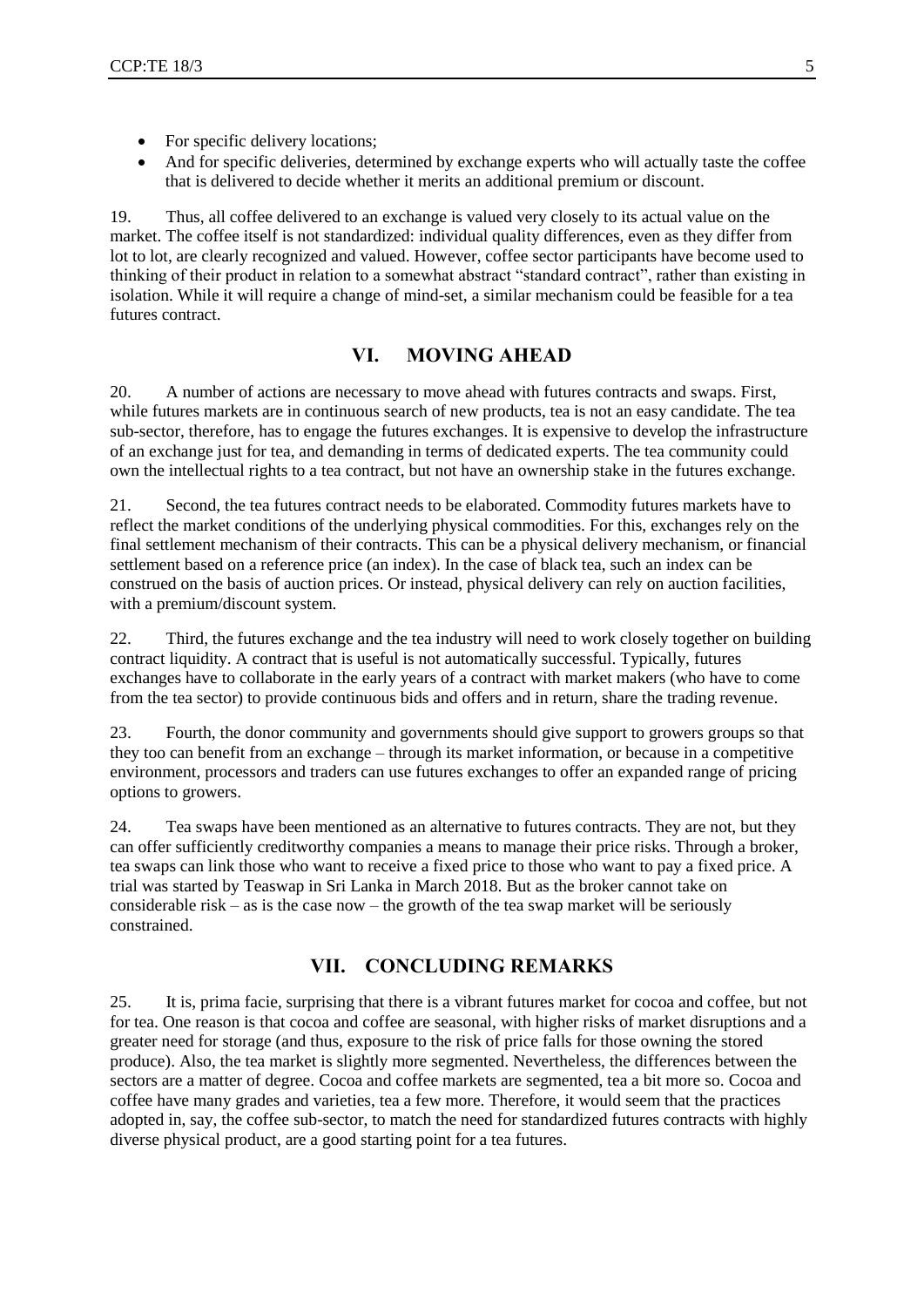- For specific delivery locations;
- And for specific deliveries, determined by exchange experts who will actually taste the coffee that is delivered to decide whether it merits an additional premium or discount.

19. Thus, all coffee delivered to an exchange is valued very closely to its actual value on the market. The coffee itself is not standardized: individual quality differences, even as they differ from lot to lot, are clearly recognized and valued. However, coffee sector participants have become used to thinking of their product in relation to a somewhat abstract "standard contract", rather than existing in isolation. While it will require a change of mind-set, a similar mechanism could be feasible for a tea futures contract.

## VI. MOVING AHEAD

20. A number of actions are necessary to move ahead with futures contracts and swaps. First, while futures markets are in continuous search of new products, tea is not an easy candidate. The tea sub-sector, therefore, has to engage the futures exchanges. It is expensive to develop the infrastructure of an exchange just for tea, and demanding in terms of dedicated experts. The tea community could own the intellectual rights to a tea contract, but not have an ownership stake in the futures exchange.

21. Second, the tea futures contract needs to be elaborated. Commodity futures markets have to reflect the market conditions of the underlying physical commodities. For this, exchanges rely on the final settlement mechanism of their contracts. This can be a physical delivery mechanism, or financial settlement based on a reference price (an index). In the case of black tea, such an index can be construed on the basis of auction prices. Or instead, physical delivery can rely on auction facilities, with a premium/discount system.

22. Third, the futures exchange and the tea industry will need to work closely together on building contract liquidity. A contract that is useful is not automatically successful. Typically, futures exchanges have to collaborate in the early years of a contract with market makers (who have to come from the tea sector) to provide continuous bids and offers and in return, share the trading revenue.

23. Fourth, the donor community and governments should give support to growers groups so that they too can benefit from an exchange – through its market information, or because in a competitive environment, processors and traders can use futures exchanges to offer an expanded range of pricing options to growers.

24. Tea swaps have been mentioned as an alternative to futures contracts. They are not, but they can offer sufficiently creditworthy companies a means to manage their price risks. Through a broker, tea swaps can link those who want to receive a fixed price to those who want to pay a fixed price. A trial was started by Teaswap in Sri Lanka in March 2018. But as the broker cannot take on considerable risk – as is the case now – the growth of the tea swap market will be seriously constrained.

## VII. CONCLUDING REMARKS

25. It is, prima facie, surprising that there is a vibrant futures market for cocoa and coffee, but not for tea. One reason is that cocoa and coffee are seasonal, with higher risks of market disruptions and a greater need for storage (and thus, exposure to the risk of price falls for those owning the stored produce). Also, the tea market is slightly more segmented. Nevertheless, the differences between the sectors are a matter of degree. Cocoa and coffee markets are segmented, tea a bit more so. Cocoa and coffee have many grades and varieties, tea a few more. Therefore, it would seem that the practices adopted in, say, the coffee sub-sector, to match the need for standardized futures contracts with highly diverse physical product, are a good starting point for a tea futures.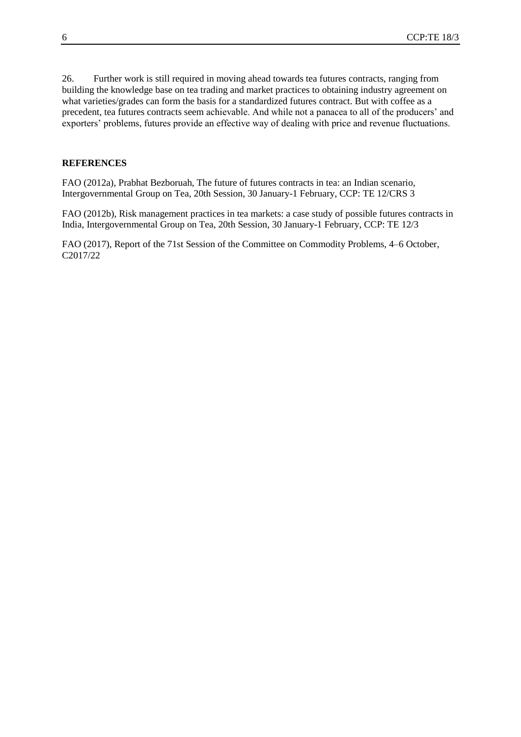26. Further work is still required in moving ahead towards tea futures contracts, ranging from building the knowledge base on tea trading and market practices to obtaining industry agreement on what varieties/grades can form the basis for a standardized futures contract. But with coffee as a precedent, tea futures contracts seem achievable. And while not a panacea to all of the producers' and exporters' problems, futures provide an effective way of dealing with price and revenue fluctuations.

**REFERENCES**

FAO (2012a), Prabhat Bezboruah, The future of futures contracts in tea: an Indian scenario, Intergovernmental Group on Tea, 20th Session, 30 January-1 February, CCP: TE 12/CRS 3

FAO (2012b), Risk management practices in tea markets: a case study of possible futures contracts in India, Intergovernmental Group on Tea, 20th Session, 30 January-1 February, CCP: TE 12/3

FAO (2017), Report of the 71st Session of the Committee on Commodity Problems, 4–6 October, C2017/22